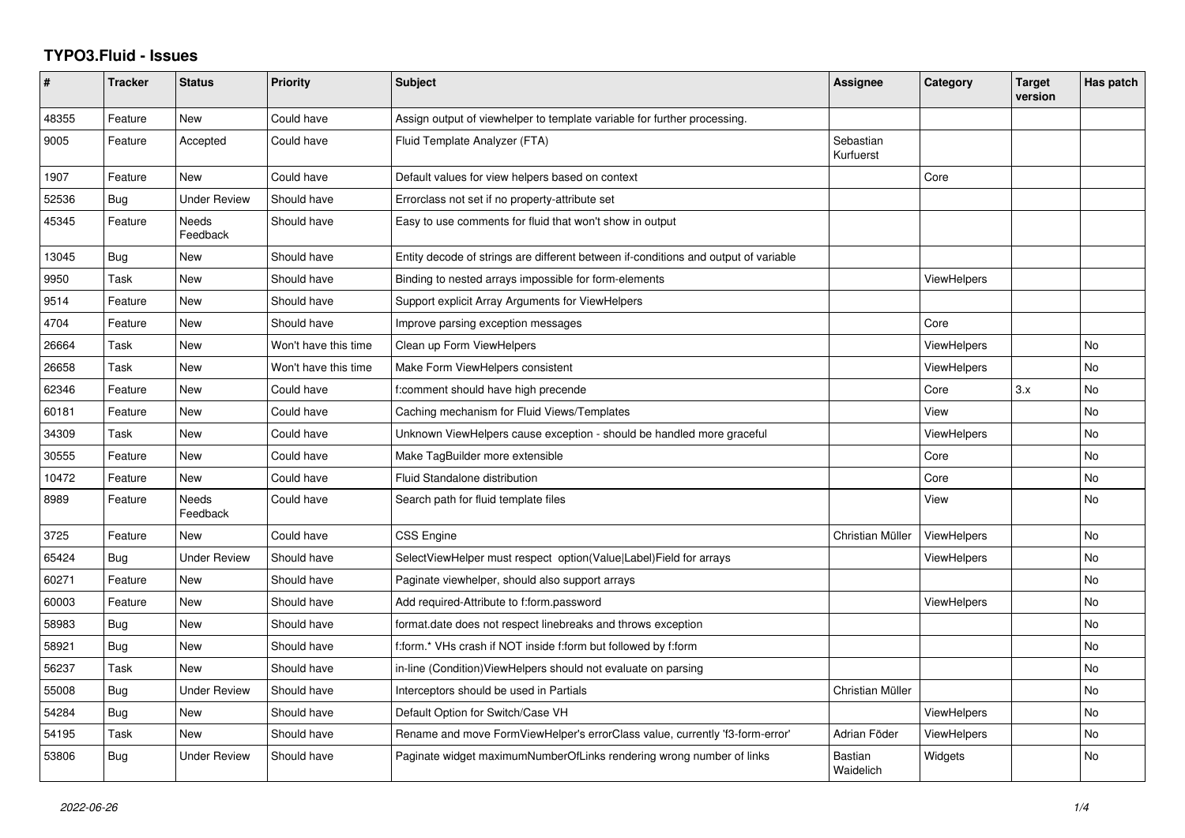# TYPO3.Fluid - Issues

| # | Tracker | Status | Priority | Subject | Assignee | Category | Target version | Has patch |
|---|---|---|---|---|---|---|---|---|
| 48355 | Feature | New | Could have | Assign output of viewhelper to template variable for further processing. | | | | |
| 9005 | Feature | Accepted | Could have | Fluid Template Analyzer (FTA) | Sebastian Kurfuerst | | | |
| 1907 | Feature | New | Could have | Default values for view helpers based on context | | Core | | |
| 52536 | Bug | Under Review | Should have | Errorclass not set if no property-attribute set | | | | |
| 45345 | Feature | Needs Feedback | Should have | Easy to use comments for fluid that won't show in output | | | | |
| 13045 | Bug | New | Should have | Entity decode of strings are different between if-conditions and output of variable | | | | |
| 9950 | Task | New | Should have | Binding to nested arrays impossible for form-elements | | ViewHelpers | | |
| 9514 | Feature | New | Should have | Support explicit Array Arguments for ViewHelpers | | | | |
| 4704 | Feature | New | Should have | Improve parsing exception messages | | Core | | |
| 26664 | Task | New | Won't have this time | Clean up Form ViewHelpers | | ViewHelpers | | No |
| 26658 | Task | New | Won't have this time | Make Form ViewHelpers consistent | | ViewHelpers | | No |
| 62346 | Feature | New | Could have | f:comment should have high precende | | Core | 3.x | No |
| 60181 | Feature | New | Could have | Caching mechanism for Fluid Views/Templates | | View | | No |
| 34309 | Task | New | Could have | Unknown ViewHelpers cause exception - should be handled more graceful | | ViewHelpers | | No |
| 30555 | Feature | New | Could have | Make TagBuilder more extensible | | Core | | No |
| 10472 | Feature | New | Could have | Fluid Standalone distribution | | Core | | No |
| 8989 | Feature | Needs Feedback | Could have | Search path for fluid template files | | View | | No |
| 3725 | Feature | New | Could have | CSS Engine | Christian Müller | ViewHelpers | | No |
| 65424 | Bug | Under Review | Should have | SelectViewHelper must respect option(Value\|Label)Field for arrays | | ViewHelpers | | No |
| 60271 | Feature | New | Should have | Paginate viewhelper, should also support arrays | | | | No |
| 60003 | Feature | New | Should have | Add required-Attribute to f:form.password | | ViewHelpers | | No |
| 58983 | Bug | New | Should have | format.date does not respect linebreaks and throws exception | | | | No |
| 58921 | Bug | New | Should have | f:form.* VHs crash if NOT inside f:form but followed by f:form | | | | No |
| 56237 | Task | New | Should have | in-line (Condition)ViewHelpers should not evaluate on parsing | | | | No |
| 55008 | Bug | Under Review | Should have | Interceptors should be used in Partials | Christian Müller | | | No |
| 54284 | Bug | New | Should have | Default Option for Switch/Case VH | | ViewHelpers | | No |
| 54195 | Task | New | Should have | Rename and move FormViewHelper's errorClass value, currently 'f3-form-error' | Adrian Föder | ViewHelpers | | No |
| 53806 | Bug | Under Review | Should have | Paginate widget maximumNumberOfLinks rendering wrong number of links | Bastian Waidelich | Widgets | | No |

2022-06-26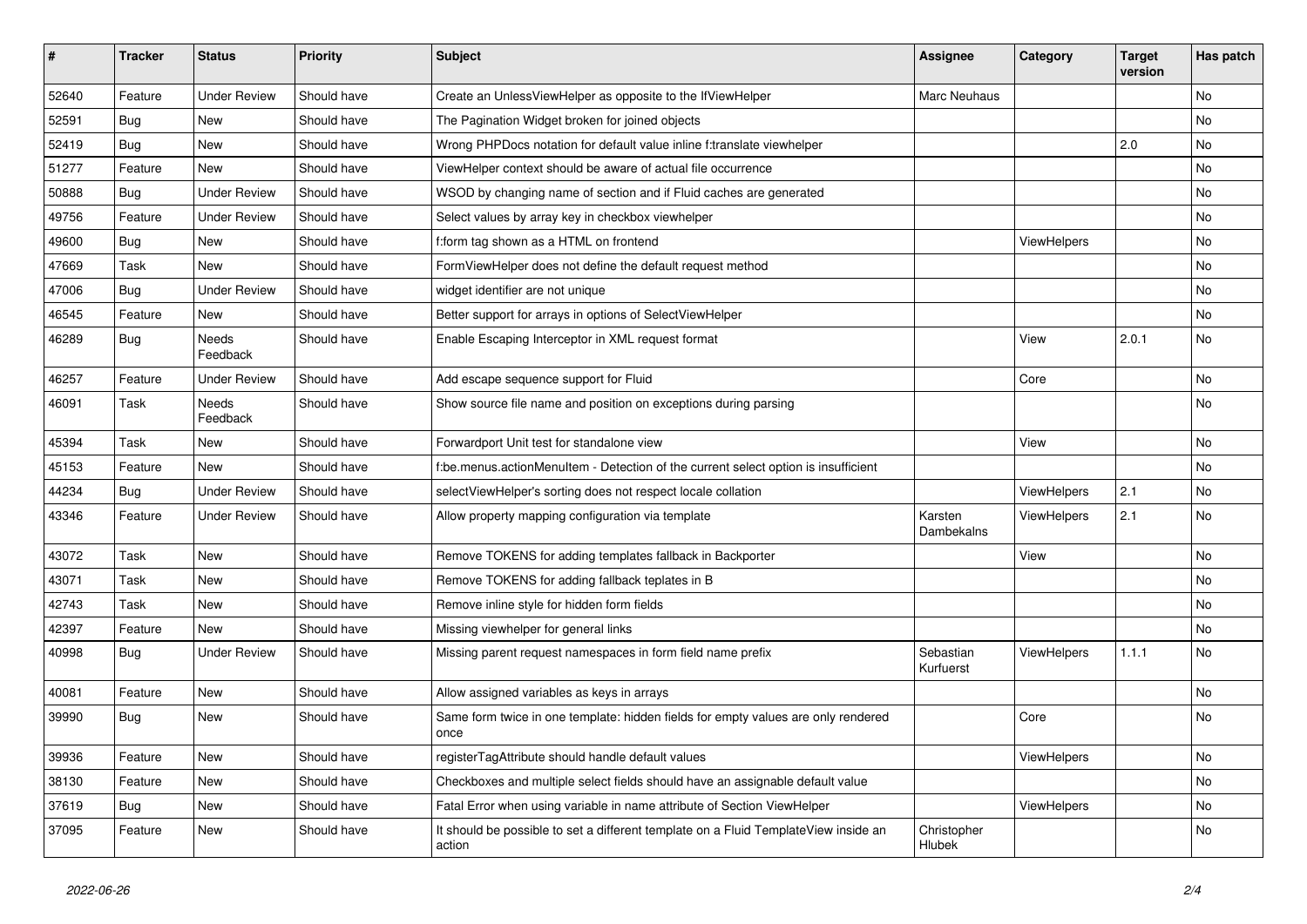| # | Tracker | Status | Priority | Subject | Assignee | Category | Target version | Has patch |
|---|---|---|---|---|---|---|---|---|
| 52640 | Feature | Under Review | Should have | Create an UnlessViewHelper as opposite to the IfViewHelper | Marc Neuhaus | | | No |
| 52591 | Bug | New | Should have | The Pagination Widget broken for joined objects | | | | No |
| 52419 | Bug | New | Should have | Wrong PHPDocs notation for default value inline f:translate viewhelper | | | 2.0 | No |
| 51277 | Feature | New | Should have | ViewHelper context should be aware of actual file occurrence | | | | No |
| 50888 | Bug | Under Review | Should have | WSOD by changing name of section and if Fluid caches are generated | | | | No |
| 49756 | Feature | Under Review | Should have | Select values by array key in checkbox viewhelper | | | | No |
| 49600 | Bug | New | Should have | f:form tag shown as a HTML on frontend | | ViewHelpers | | No |
| 47669 | Task | New | Should have | FormViewHelper does not define the default request method | | | | No |
| 47006 | Bug | Under Review | Should have | widget identifier are not unique | | | | No |
| 46545 | Feature | New | Should have | Better support for arrays in options of SelectViewHelper | | | | No |
| 46289 | Bug | Needs Feedback | Should have | Enable Escaping Interceptor in XML request format | | View | 2.0.1 | No |
| 46257 | Feature | Under Review | Should have | Add escape sequence support for Fluid | | Core | | No |
| 46091 | Task | Needs Feedback | Should have | Show source file name and position on exceptions during parsing | | | | No |
| 45394 | Task | New | Should have | Forwardport Unit test for standalone view | | View | | No |
| 45153 | Feature | New | Should have | f:be.menus.actionMenuItem - Detection of the current select option is insufficient | | | | No |
| 44234 | Bug | Under Review | Should have | selectViewHelper's sorting does not respect locale collation | | ViewHelpers | 2.1 | No |
| 43346 | Feature | Under Review | Should have | Allow property mapping configuration via template | Karsten Dambekalns | ViewHelpers | 2.1 | No |
| 43072 | Task | New | Should have | Remove TOKENS for adding templates fallback in Backporter | | View | | No |
| 43071 | Task | New | Should have | Remove TOKENS for adding fallback teplates in B | | | | No |
| 42743 | Task | New | Should have | Remove inline style for hidden form fields | | | | No |
| 42397 | Feature | New | Should have | Missing viewhelper for general links | | | | No |
| 40998 | Bug | Under Review | Should have | Missing parent request namespaces in form field name prefix | Sebastian Kurfuerst | ViewHelpers | 1.1.1 | No |
| 40081 | Feature | New | Should have | Allow assigned variables as keys in arrays | | | | No |
| 39990 | Bug | New | Should have | Same form twice in one template: hidden fields for empty values are only rendered once | | Core | | No |
| 39936 | Feature | New | Should have | registerTagAttribute should handle default values | | ViewHelpers | | No |
| 38130 | Feature | New | Should have | Checkboxes and multiple select fields should have an assignable default value | | | | No |
| 37619 | Bug | New | Should have | Fatal Error when using variable in name attribute of Section ViewHelper | | ViewHelpers | | No |
| 37095 | Feature | New | Should have | It should be possible to set a different template on a Fluid TemplateView inside an action | Christopher Hlubek | | | No |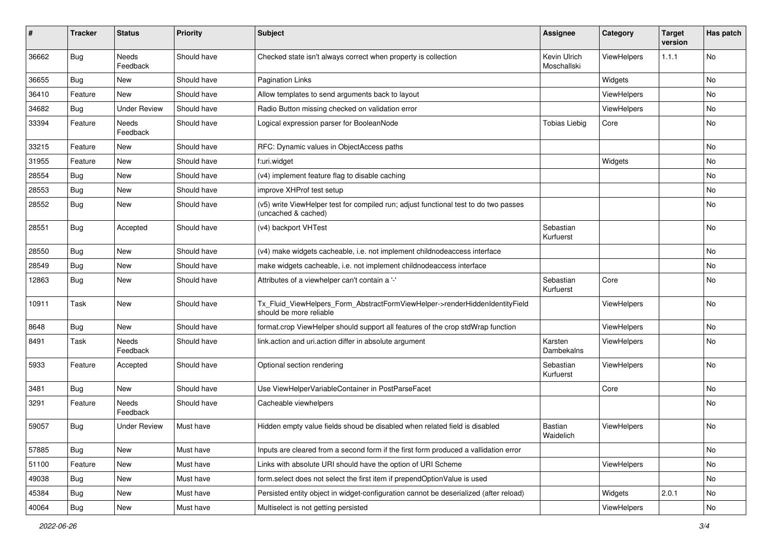| # | Tracker | Status | Priority | Subject | Assignee | Category | Target version | Has patch |
|---|---|---|---|---|---|---|---|---|
| 36662 | Bug | Needs Feedback | Should have | Checked state isn't always correct when property is collection | Kevin Ulrich Moschallski | ViewHelpers | 1.1.1 | No |
| 36655 | Bug | New | Should have | Pagination Links | | Widgets | | No |
| 36410 | Feature | New | Should have | Allow templates to send arguments back to layout | | ViewHelpers | | No |
| 34682 | Bug | Under Review | Should have | Radio Button missing checked on validation error | | ViewHelpers | | No |
| 33394 | Feature | Needs Feedback | Should have | Logical expression parser for BooleanNode | Tobias Liebig | Core | | No |
| 33215 | Feature | New | Should have | RFC: Dynamic values in ObjectAccess paths | | | | No |
| 31955 | Feature | New | Should have | f:uri.widget | | Widgets | | No |
| 28554 | Bug | New | Should have | (v4) implement feature flag to disable caching | | | | No |
| 28553 | Bug | New | Should have | improve XHProf test setup | | | | No |
| 28552 | Bug | New | Should have | (v5) write ViewHelper test for compiled run; adjust functional test to do two passes (uncached & cached) | | | | No |
| 28551 | Bug | Accepted | Should have | (v4) backport VHTest | Sebastian Kurfuerst | | | No |
| 28550 | Bug | New | Should have | (v4) make widgets cacheable, i.e. not implement childnodeaccess interface | | | | No |
| 28549 | Bug | New | Should have | make widgets cacheable, i.e. not implement childnodeaccess interface | | | | No |
| 12863 | Bug | New | Should have | Attributes of a viewhelper can't contain a '-' | Sebastian Kurfuerst | Core | | No |
| 10911 | Task | New | Should have | Tx_Fluid_ViewHelpers_Form_AbstractFormViewHelper->renderHiddenIdentityField should be more reliable | | ViewHelpers | | No |
| 8648 | Bug | New | Should have | format.crop ViewHelper should support all features of the crop stdWrap function | | ViewHelpers | | No |
| 8491 | Task | Needs Feedback | Should have | link.action and uri.action differ in absolute argument | Karsten Dambekalns | ViewHelpers | | No |
| 5933 | Feature | Accepted | Should have | Optional section rendering | Sebastian Kurfuerst | ViewHelpers | | No |
| 3481 | Bug | New | Should have | Use ViewHelperVariableContainer in PostParseFacet | | Core | | No |
| 3291 | Feature | Needs Feedback | Should have | Cacheable viewhelpers | | | | No |
| 59057 | Bug | Under Review | Must have | Hidden empty value fields shoud be disabled when related field is disabled | Bastian Waidelich | ViewHelpers | | No |
| 57885 | Bug | New | Must have | Inputs are cleared from a second form if the first form produced a vallidation error | | | | No |
| 51100 | Feature | New | Must have | Links with absolute URI should have the option of URI Scheme | | ViewHelpers | | No |
| 49038 | Bug | New | Must have | form.select does not select the first item if prependOptionValue is used | | | | No |
| 45384 | Bug | New | Must have | Persisted entity object in widget-configuration cannot be deserialized (after reload) | | Widgets | 2.0.1 | No |
| 40064 | Bug | New | Must have | Multiselect is not getting persisted | | ViewHelpers | | No |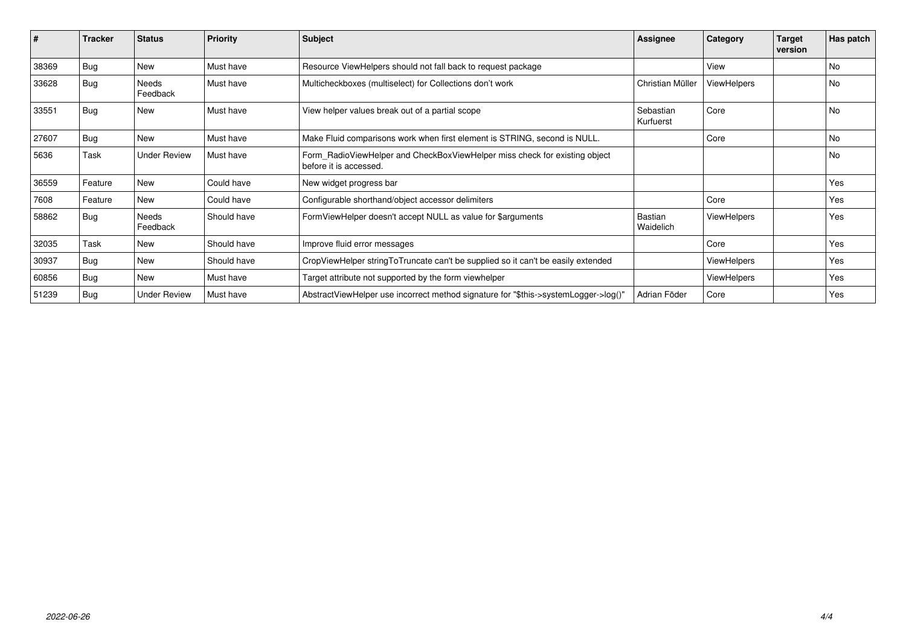| # | Tracker | Status | Priority | Subject | Assignee | Category | Target version | Has patch |
|---|---|---|---|---|---|---|---|---|
| 38369 | Bug | New | Must have | Resource ViewHelpers should not fall back to request package | | View | | No |
| 33628 | Bug | Needs Feedback | Must have | Multicheckboxes (multiselect) for Collections don't work | Christian Müller | ViewHelpers | | No |
| 33551 | Bug | New | Must have | View helper values break out of a partial scope | Sebastian Kurfuerst | Core | | No |
| 27607 | Bug | New | Must have | Make Fluid comparisons work when first element is STRING, second is NULL. | | Core | | No |
| 5636 | Task | Under Review | Must have | Form_RadioViewHelper and CheckBoxViewHelper miss check for existing object before it is accessed. | | | | No |
| 36559 | Feature | New | Could have | New widget progress bar | | | | Yes |
| 7608 | Feature | New | Could have | Configurable shorthand/object accessor delimiters | | Core | | Yes |
| 58862 | Bug | Needs Feedback | Should have | FormViewHelper doesn't accept NULL as value for $arguments | Bastian Waidelich | ViewHelpers | | Yes |
| 32035 | Task | New | Should have | Improve fluid error messages | | Core | | Yes |
| 30937 | Bug | New | Should have | CropViewHelper stringToTruncate can't be supplied so it can't be easily extended | | ViewHelpers | | Yes |
| 60856 | Bug | New | Must have | Target attribute not supported by the form viewhelper | | ViewHelpers | | Yes |
| 51239 | Bug | Under Review | Must have | AbstractViewHelper use incorrect method signature for "$this->systemLogger->log()" | Adrian Föder | Core | | Yes |

2022-06-26